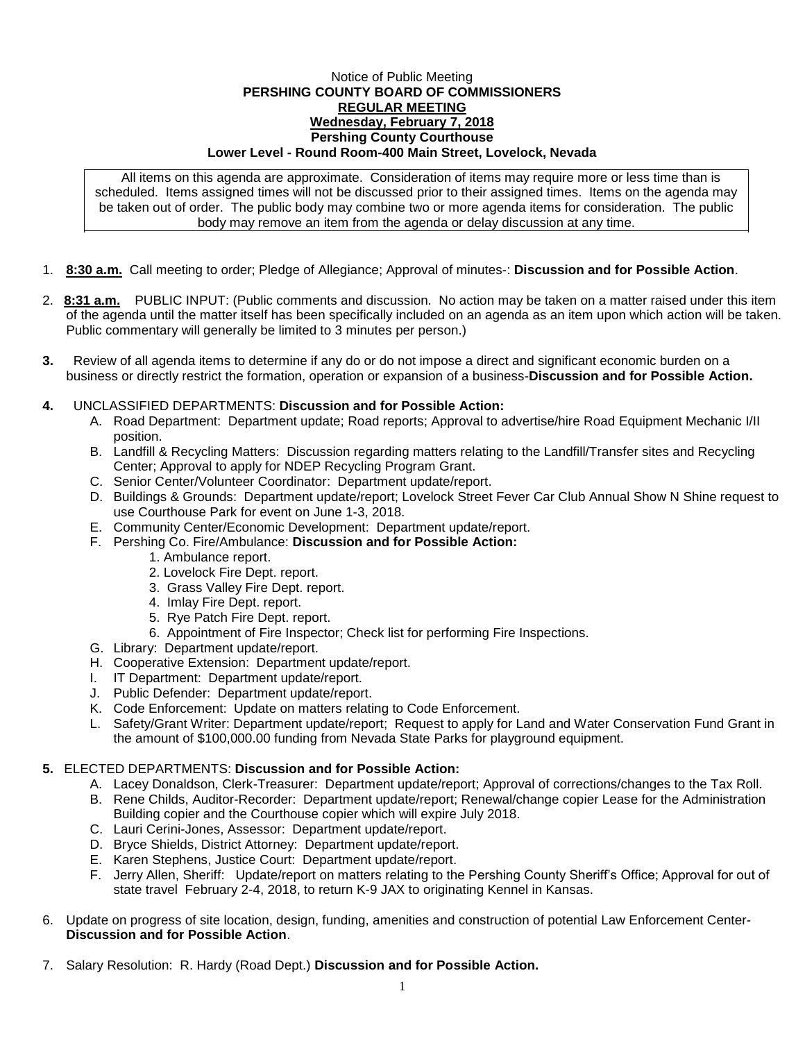Notice of Public Meeting

**PERSHING COUNTY BOARD OF COMMISSIONERS**

**REGULAR MEETING**

**Wednesday, February 7, 2018**

**Pershing County Courthouse**

**Lower Level - Round Room-400 Main Street, Lovelock, Nevada**

All items on this agenda are approximate. Consideration of items may require more or less time than is scheduled. Items assigned times will not be discussed prior to their assigned times. Items on the agenda may be taken out of order. The public body may combine two or more agenda items for consideration. The public body may remove an item from the agenda or delay discussion at any time.

1. **8:30 a.m.** Call meeting to order; Pledge of Allegiance; Approval of minutes-: **Discussion and for Possible Action**.

2. **8:31 a.m.** PUBLIC INPUT: (Public comments and discussion. No action may be taken on a matter raised under this item of the agenda until the matter itself has been specifically included on an agenda as an item upon which action will be taken. Public commentary will generally be limited to 3 minutes per person.)

3. Review of all agenda items to determine if any do or do not impose a direct and significant economic burden on a business or directly restrict the formation, operation or expansion of a business-**Discussion and for Possible Action.**

4. UNCLASSIFIED DEPARTMENTS: **Discussion and for Possible Action:**
   - A. Road Department: Department update; Road reports; Approval to advertise/hire Road Equipment Mechanic I/II position.
   - B. Landfill & Recycling Matters: Discussion regarding matters relating to the Landfill/Transfer sites and Recycling Center; Approval to apply for NDEP Recycling Program Grant.
   - C. Senior Center/Volunteer Coordinator: Department update/report.
   - D. Buildings & Grounds: Department update/report; Lovelock Street Fever Car Club Annual Show N Shine request to use Courthouse Park for event on June 1-3, 2018.
   - E. Community Center/Economic Development: Department update/report.
   - F. Pershing Co. Fire/Ambulance: **Discussion and for Possible Action:**
     1. Ambulance report.
     2. Lovelock Fire Dept. report.
     3. Grass Valley Fire Dept. report.
     4. Imlay Fire Dept. report.
     5. Rye Patch Fire Dept. report.
     6. Appointment of Fire Inspector; Check list for performing Fire Inspections.
   - G. Library: Department update/report.
   - H. Cooperative Extension: Department update/report.
   - I. IT Department: Department update/report.
   - J. Public Defender: Department update/report.
   - K. Code Enforcement: Update on matters relating to Code Enforcement.
   - L. Safety/Grant Writer: Department update/report; Request to apply for Land and Water Conservation Fund Grant in the amount of $100,000.00 funding from Nevada State Parks for playground equipment.

5. ELECTED DEPARTMENTS: **Discussion and for Possible Action:**
   - A. Lacey Donaldson, Clerk-Treasurer: Department update/report; Approval of corrections/changes to the Tax Roll.
   - B. Rene Childs, Auditor-Recorder: Department update/report; Renewal/change copier Lease for the Administration Building copier and the Courthouse copier which will expire July 2018.
   - C. Lauri Cerini-Jones, Assessor: Department update/report.
   - D. Bryce Shields, District Attorney: Department update/report.
   - E. Karen Stephens, Justice Court: Department update/report.
   - F. Jerry Allen, Sheriff: Update/report on matters relating to the Pershing County Sheriff's Office; Approval for out of state travel February 2-4, 2018, to return K-9 JAX to originating Kennel in Kansas.

6. Update on progress of site location, design, funding, amenities and construction of potential Law Enforcement Center- **Discussion and for Possible Action**.

7. Salary Resolution: R. Hardy (Road Dept.) **Discussion and for Possible Action.**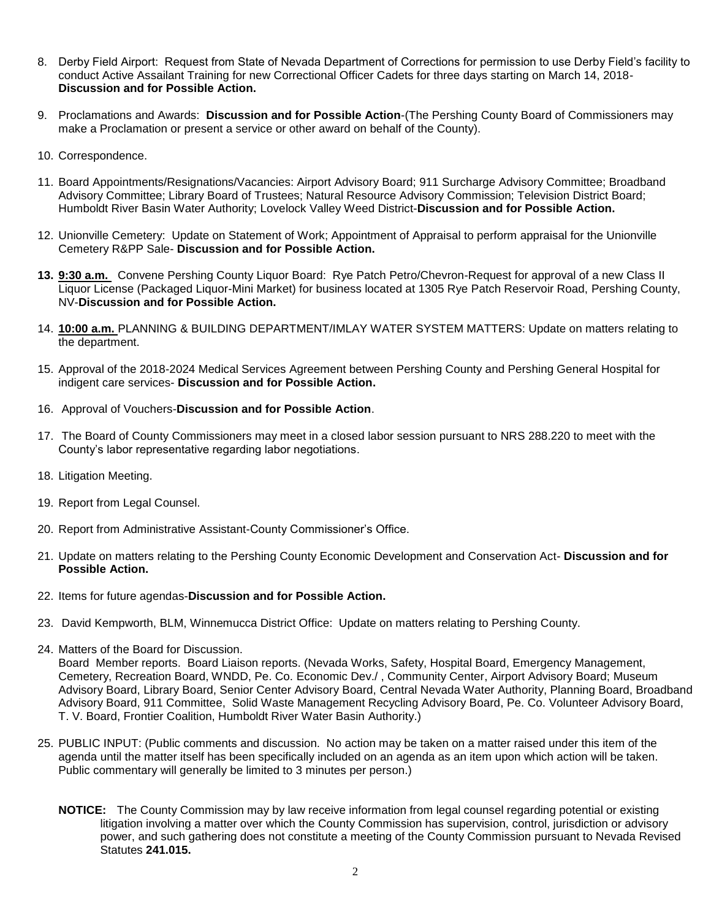8. Derby Field Airport: Request from State of Nevada Department of Corrections for permission to use Derby Field's facility to conduct Active Assailant Training for new Correctional Officer Cadets for three days starting on March 14, 2018- **Discussion and for Possible Action.**

9. Proclamations and Awards: **Discussion and for Possible Action**-(The Pershing County Board of Commissioners may make a Proclamation or present a service or other award on behalf of the County).

10. Correspondence.

11. Board Appointments/Resignations/Vacancies: Airport Advisory Board; 911 Surcharge Advisory Committee; Broadband Advisory Committee; Library Board of Trustees; Natural Resource Advisory Commission; Television District Board; Humboldt River Basin Water Authority; Lovelock Valley Weed District-**Discussion and for Possible Action.**

12. Unionville Cemetery: Update on Statement of Work; Appointment of Appraisal to perform appraisal for the Unionville Cemetery R&PP Sale- **Discussion and for Possible Action.**

13. **9:30 a.m.** Convene Pershing County Liquor Board: Rye Patch Petro/Chevron-Request for approval of a new Class II Liquor License (Packaged Liquor-Mini Market) for business located at 1305 Rye Patch Reservoir Road, Pershing County, NV-**Discussion and for Possible Action.**

14. **10:00 a.m.** PLANNING & BUILDING DEPARTMENT/IMLAY WATER SYSTEM MATTERS: Update on matters relating to the department.

15. Approval of the 2018-2024 Medical Services Agreement between Pershing County and Pershing General Hospital for indigent care services- **Discussion and for Possible Action.**

16. Approval of Vouchers-**Discussion and for Possible Action**.

17. The Board of County Commissioners may meet in a closed labor session pursuant to NRS 288.220 to meet with the County's labor representative regarding labor negotiations.

18. Litigation Meeting.

19. Report from Legal Counsel.

20. Report from Administrative Assistant-County Commissioner's Office.

21. Update on matters relating to the Pershing County Economic Development and Conservation Act- **Discussion and for Possible Action.**

22. Items for future agendas-**Discussion and for Possible Action.**

23. David Kempworth, BLM, Winnemucca District Office: Update on matters relating to Pershing County.

24. Matters of the Board for Discussion.
    Board Member reports. Board Liaison reports. (Nevada Works, Safety, Hospital Board, Emergency Management, Cemetery, Recreation Board, WNDD, Pe. Co. Economic Dev./ , Community Center, Airport Advisory Board; Museum Advisory Board, Library Board, Senior Center Advisory Board, Central Nevada Water Authority, Planning Board, Broadband Advisory Board, 911 Committee, Solid Waste Management Recycling Advisory Board, Pe. Co. Volunteer Advisory Board, T. V. Board, Frontier Coalition, Humboldt River Water Basin Authority.)

25. PUBLIC INPUT: (Public comments and discussion. No action may be taken on a matter raised under this item of the agenda until the matter itself has been specifically included on an agenda as an item upon which action will be taken. Public commentary will generally be limited to 3 minutes per person.)

**NOTICE:** The County Commission may by law receive information from legal counsel regarding potential or existing litigation involving a matter over which the County Commission has supervision, control, jurisdiction or advisory power, and such gathering does not constitute a meeting of the County Commission pursuant to Nevada Revised Statutes **241.015.**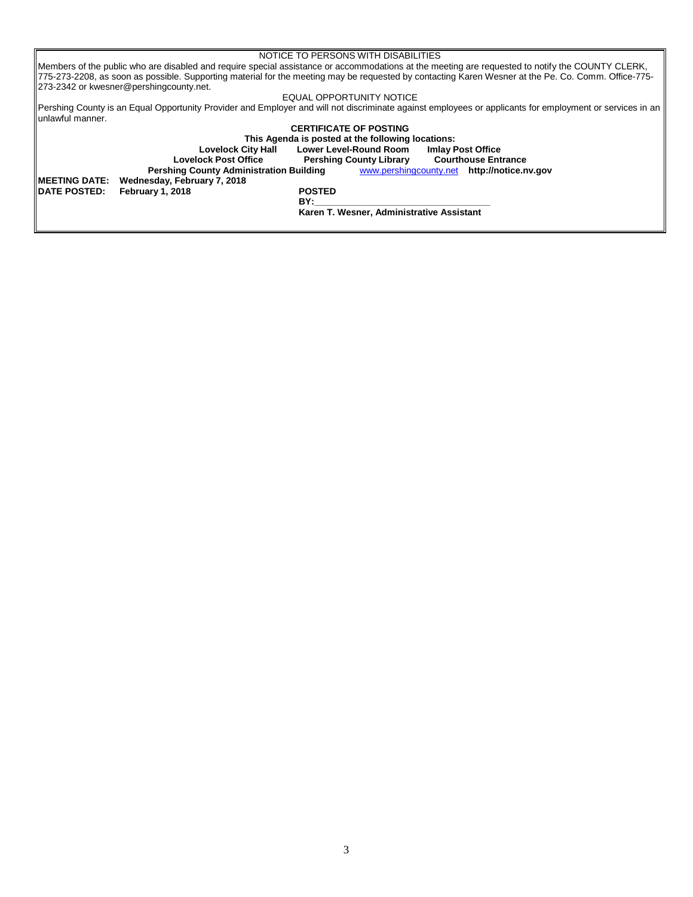NOTICE TO PERSONS WITH DISABILITIES

Members of the public who are disabled and require special assistance or accommodations at the meeting are requested to notify the COUNTY CLERK, 775-273-2208, as soon as possible. Supporting material for the meeting may be requested by contacting Karen Wesner at the Pe. Co. Comm. Office-775-273-2342 or kwesner@pershingcounty.net.

EQUAL OPPORTUNITY NOTICE

Pershing County is an Equal Opportunity Provider and Employer and will not discriminate against employees or applicants for employment or services in an unlawful manner.

**CERTIFICATE OF POSTING**

**This Agenda is posted at the following locations:**

**Lovelock City Hall   Lower Level-Round Room   Imlay Post Office**

**Lovelock Post Office   Pershing County Library   Courthouse Entrance**

**Pershing County Administration Building**   www.pershingcounty.net   **http://notice.nv.gov**

**MEETING DATE: Wednesday, February 7, 2018**

**DATE POSTED: February 1, 2018**

**POSTED BY:\_\_\_\_\_\_\_\_\_\_\_\_\_\_\_\_\_\_\_\_\_\_\_\_\_\_\_\_\_\_\_\_**

**Karen T. Wesner, Administrative Assistant**